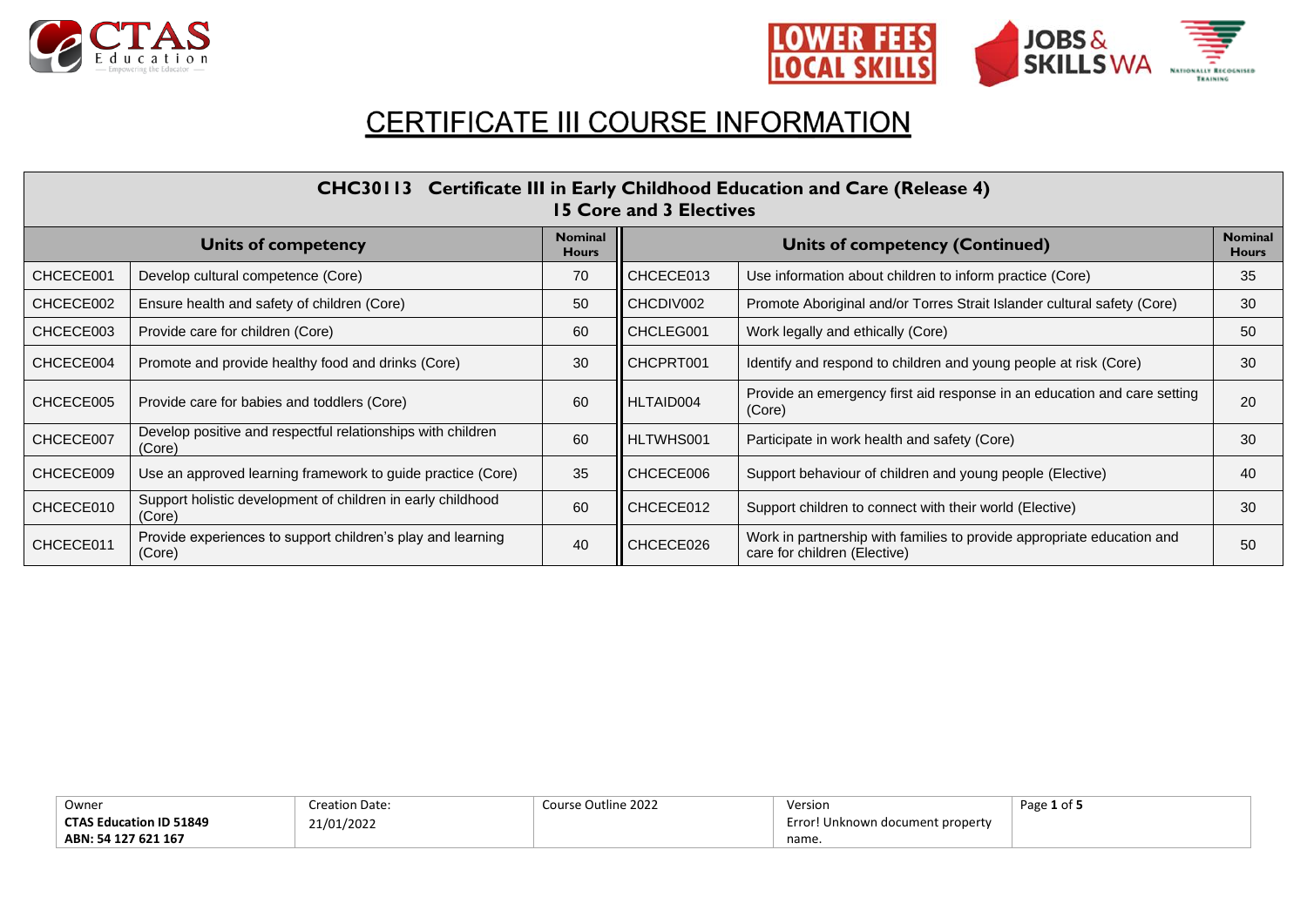# CERTIFICATE III COURSE INFORMATION

| **CHC30113 Certificate III in Early Childhood Education and Care (Release 4)**<br>**15 Core and 3 Electives** | | | | | |
|---|---|---|---|---|---|
| **Units of competency** | | **Nominal Hours** | **Units of competency (Continued)** | | **Nominal Hours** |
| CHCECE001 | Develop cultural competence (Core) | 70 | CHCECE013 | Use information about children to inform practice (Core) | 35 |
| CHCECE002 | Ensure health and safety of children (Core) | 50 | CHCDIV002 | Promote Aboriginal and/or Torres Strait Islander cultural safety (Core) | 30 |
| CHCECE003 | Provide care for children (Core) | 60 | CHCLEG001 | Work legally and ethically (Core) | 50 |
| CHCECE004 | Promote and provide healthy food and drinks (Core) | 30 | CHCPRT001 | Identify and respond to children and young people at risk (Core) | 30 |
| CHCECE005 | Provide care for babies and toddlers (Core) | 60 | HLTAID004 | Provide an emergency first aid response in an education and care setting (Core) | 20 |
| CHCECE007 | Develop positive and respectful relationships with children (Core) | 60 | HLTWHS001 | Participate in work health and safety (Core) | 30 |
| CHCECE009 | Use an approved learning framework to guide practice (Core) | 35 | CHCECE006 | Support behaviour of children and young people (Elective) | 40 |
| CHCECE010 | Support holistic development of children in early childhood (Core) | 60 | CHCECE012 | Support children to connect with their world (Elective) | 30 |
| CHCECE011 | Provide experiences to support children's play and learning (Core) | 40 | CHCECE026 | Work in partnership with families to provide appropriate education and care for children (Elective) | 50 |

| Owner<br>**CTAS Education ID 51849**<br>**ABN: 54 127 621 167** | Creation Date:<br>21/01/2022 | Course Outline 2022 | Version<br>Error! Unknown document property name. |
|---|---|---|---|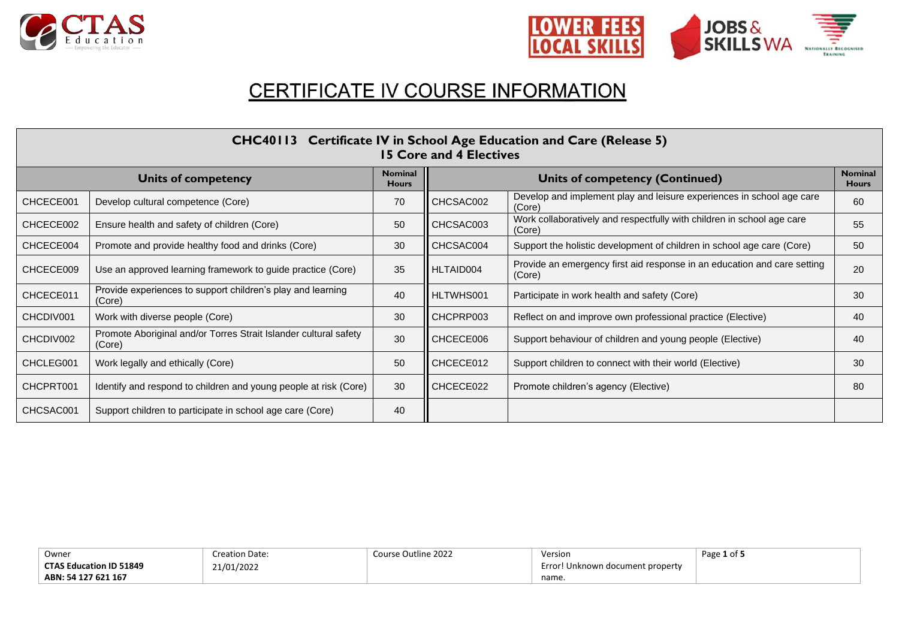# CERTIFICATE IV COURSE INFORMATION

| CHC40113 Certificate IV in School Age Education and Care (Release 5) 15 Core and 4 Electives | | | | | |
|---|---|---|---|---|---|
| **Units of competency** | | **Nominal Hours** | **Units of competency (Continued)** | | **Nominal Hours** |
| CHCECE001 | Develop cultural competence (Core) | 70 | CHCSAC002 | Develop and implement play and leisure experiences in school age care (Core) | 60 |
| CHCECE002 | Ensure health and safety of children (Core) | 50 | CHCSAC003 | Work collaboratively and respectfully with children in school age care (Core) | 55 |
| CHCECE004 | Promote and provide healthy food and drinks (Core) | 30 | CHCSAC004 | Support the holistic development of children in school age care (Core) | 50 |
| CHCECE009 | Use an approved learning framework to guide practice (Core) | 35 | HLTAID004 | Provide an emergency first aid response in an education and care setting (Core) | 20 |
| CHCECE011 | Provide experiences to support children's play and learning (Core) | 40 | HLTWHS001 | Participate in work health and safety (Core) | 30 |
| CHCDIV001 | Work with diverse people (Core) | 30 | CHCPRP003 | Reflect on and improve own professional practice (Elective) | 40 |
| CHCDIV002 | Promote Aboriginal and/or Torres Strait Islander cultural safety (Core) | 30 | CHCECE006 | Support behaviour of children and young people (Elective) | 40 |
| CHCLEG001 | Work legally and ethically (Core) | 50 | CHCECE012 | Support children to connect with their world (Elective) | 30 |
| CHCPRT001 | Identify and respond to children and young people at risk (Core) | 30 | CHCECE022 | Promote children's agency (Elective) | 80 |
| CHCSAC001 | Support children to participate in school age care (Core) | 40 | | | |

| Owner | Creation Date: | Course Outline 2022 | Version | |
|---|---|---|---|---|
| **CTAS Education ID 51849** **ABN: 54 127 621 167** | 21/01/2022 | | Error! Unknown document property name. | |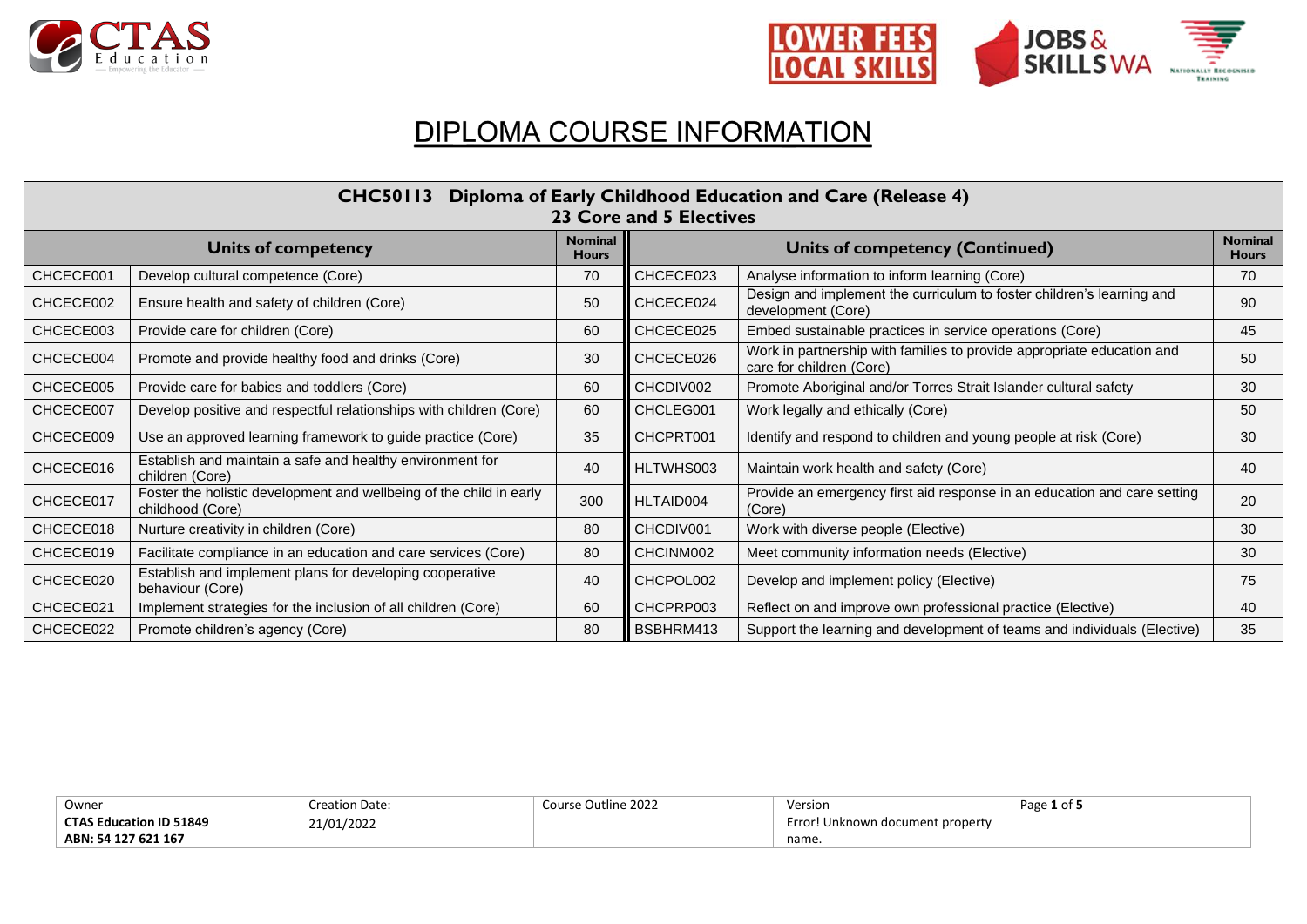# DIPLOMA COURSE INFORMATION

| **CHC50113 Diploma of Early Childhood Education and Care (Release 4)**<br>**23 Core and 5 Electives** | | | | | |
|---|---|---|---|---|---|
| **Units of competency** | | **Nominal Hours** | **Units of competency (Continued)** | | **Nominal Hours** |
| CHCECE001 | Develop cultural competence (Core) | 70 | CHCECE023 | Analyse information to inform learning (Core) | 70 |
| CHCECE002 | Ensure health and safety of children (Core) | 50 | CHCECE024 | Design and implement the curriculum to foster children's learning and development (Core) | 90 |
| CHCECE003 | Provide care for children (Core) | 60 | CHCECE025 | Embed sustainable practices in service operations (Core) | 45 |
| CHCECE004 | Promote and provide healthy food and drinks (Core) | 30 | CHCECE026 | Work in partnership with families to provide appropriate education and care for children (Core) | 50 |
| CHCECE005 | Provide care for babies and toddlers (Core) | 60 | CHCDIV002 | Promote Aboriginal and/or Torres Strait Islander cultural safety | 30 |
| CHCECE007 | Develop positive and respectful relationships with children (Core) | 60 | CHCLEG001 | Work legally and ethically (Core) | 50 |
| CHCECE009 | Use an approved learning framework to guide practice (Core) | 35 | CHCPRT001 | Identify and respond to children and young people at risk (Core) | 30 |
| CHCECE016 | Establish and maintain a safe and healthy environment for children (Core) | 40 | HLTWHS003 | Maintain work health and safety (Core) | 40 |
| CHCECE017 | Foster the holistic development and wellbeing of the child in early childhood (Core) | 300 | HLTAID004 | Provide an emergency first aid response in an education and care setting (Core) | 20 |
| CHCECE018 | Nurture creativity in children (Core) | 80 | CHCDIV001 | Work with diverse people (Elective) | 30 |
| CHCECE019 | Facilitate compliance in an education and care services (Core) | 80 | CHCINM002 | Meet community information needs (Elective) | 30 |
| CHCECE020 | Establish and implement plans for developing cooperative behaviour (Core) | 40 | CHCPOL002 | Develop and implement policy (Elective) | 75 |
| CHCECE021 | Implement strategies for the inclusion of all children (Core) | 60 | CHCPRP003 | Reflect on and improve own professional practice (Elective) | 40 |
| CHCECE022 | Promote children's agency (Core) | 80 | BSBHRM413 | Support the learning and development of teams and individuals (Elective) | 35 |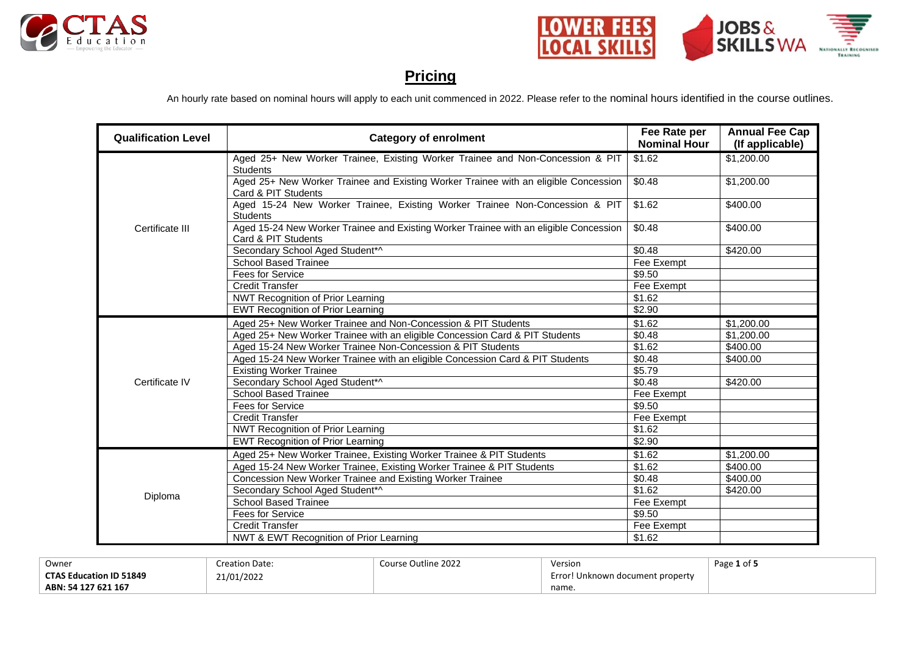## Pricing

An hourly rate based on nominal hours will apply to each unit commenced in 2022. Please refer to the nominal hours identified in the course outlines.

| Qualification Level | Category of enrolment | Fee Rate per Nominal Hour | Annual Fee Cap (If applicable) |
|---|---|---|---|
| Certificate III | Aged 25+ New Worker Trainee, Existing Worker Trainee and Non-Concession & PIT Students | $1.62 | $1,200.00 |
| | Aged 25+ New Worker Trainee and Existing Worker Trainee with an eligible Concession Card & PIT Students | $0.48 | $1,200.00 |
| | Aged 15-24 New Worker Trainee, Existing Worker Trainee Non-Concession & PIT Students | $1.62 | $400.00 |
| | Aged 15-24 New Worker Trainee and Existing Worker Trainee with an eligible Concession Card & PIT Students | $0.48 | $400.00 |
| | Secondary School Aged Student*^ | $0.48 | $420.00 |
| | School Based Trainee | Fee Exempt | |
| | Fees for Service | $9.50 | |
| | Credit Transfer | Fee Exempt | |
| | NWT Recognition of Prior Learning | $1.62 | |
| | EWT Recognition of Prior Learning | $2.90 | |
| Certificate IV | Aged 25+ New Worker Trainee and Non-Concession & PIT Students | $1.62 | $1,200.00 |
| | Aged 25+ New Worker Trainee with an eligible Concession Card & PIT Students | $0.48 | $1,200.00 |
| | Aged 15-24 New Worker Trainee Non-Concession & PIT Students | $1.62 | $400.00 |
| | Aged 15-24 New Worker Trainee with an eligible Concession Card & PIT Students | $0.48 | $400.00 |
| | Existing Worker Trainee | $5.79 | |
| | Secondary School Aged Student*^ | $0.48 | $420.00 |
| | School Based Trainee | Fee Exempt | |
| | Fees for Service | $9.50 | |
| | Credit Transfer | Fee Exempt | |
| | NWT Recognition of Prior Learning | $1.62 | |
| | EWT Recognition of Prior Learning | $2.90 | |
| Diploma | Aged 25+ New Worker Trainee, Existing Worker Trainee & PIT Students | $1.62 | $1,200.00 |
| | Aged 15-24 New Worker Trainee, Existing Worker Trainee & PIT Students | $1.62 | $400.00 |
| | Concession New Worker Trainee and Existing Worker Trainee | $0.48 | $400.00 |
| | Secondary School Aged Student*^ | $1.62 | $420.00 |
| | School Based Trainee | Fee Exempt | |
| | Fees for Service | $9.50 | |
| | Credit Transfer | Fee Exempt | |
| | NWT & EWT Recognition of Prior Learning | $1.62 | |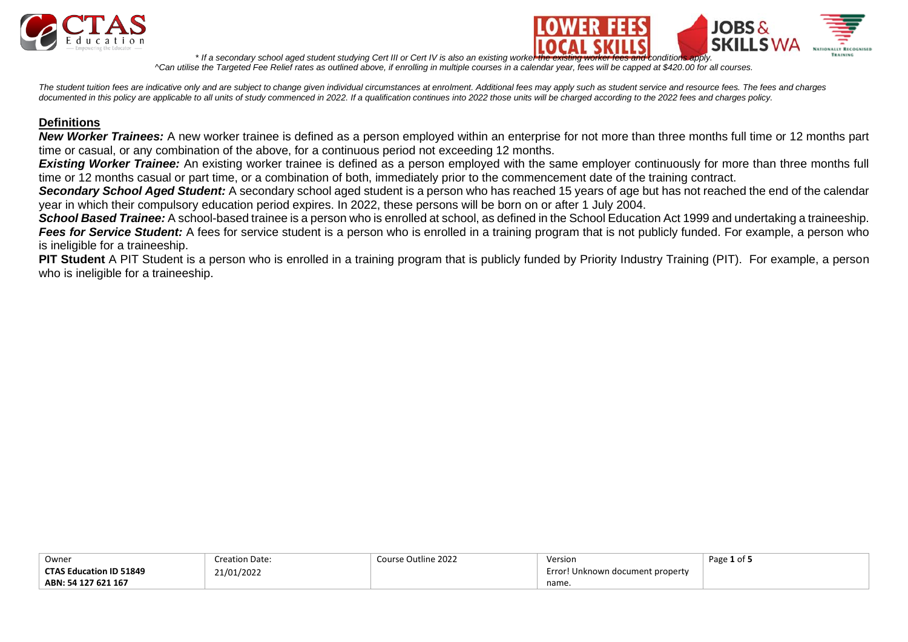* If a secondary school aged student studying Cert III or Cert IV is also an existing worker the existing worker fees and conditions apply.

^Can utilise the Targeted Fee Relief rates as outlined above, if enrolling in multiple courses in a calendar year, fees will be capped at $420.00 for all courses.

*The student tuition fees are indicative only and are subject to change given individual circumstances at enrolment. Additional fees may apply such as student service and resource fees. The fees and charges documented in this policy are applicable to all units of study commenced in 2022. If a qualification continues into 2022 those units will be charged according to the 2022 fees and charges policy.*

## Definitions

***New Worker Trainees:*** A new worker trainee is defined as a person employed within an enterprise for not more than three months full time or 12 months part time or casual, or any combination of the above, for a continuous period not exceeding 12 months.

***Existing Worker Trainee:*** An existing worker trainee is defined as a person employed with the same employer continuously for more than three months full time or 12 months casual or part time, or a combination of both, immediately prior to the commencement date of the training contract.

***Secondary School Aged Student:*** A secondary school aged student is a person who has reached 15 years of age but has not reached the end of the calendar year in which their compulsory education period expires. In 2022, these persons will be born on or after 1 July 2004.

***School Based Trainee:*** A school-based trainee is a person who is enrolled at school, as defined in the School Education Act 1999 and undertaking a traineeship.

***Fees for Service Student:*** A fees for service student is a person who is enrolled in a training program that is not publicly funded. For example, a person who is ineligible for a traineeship.

**PIT Student** A PIT Student is a person who is enrolled in a training program that is publicly funded by Priority Industry Training (PIT). For example, a person who is ineligible for a traineeship.